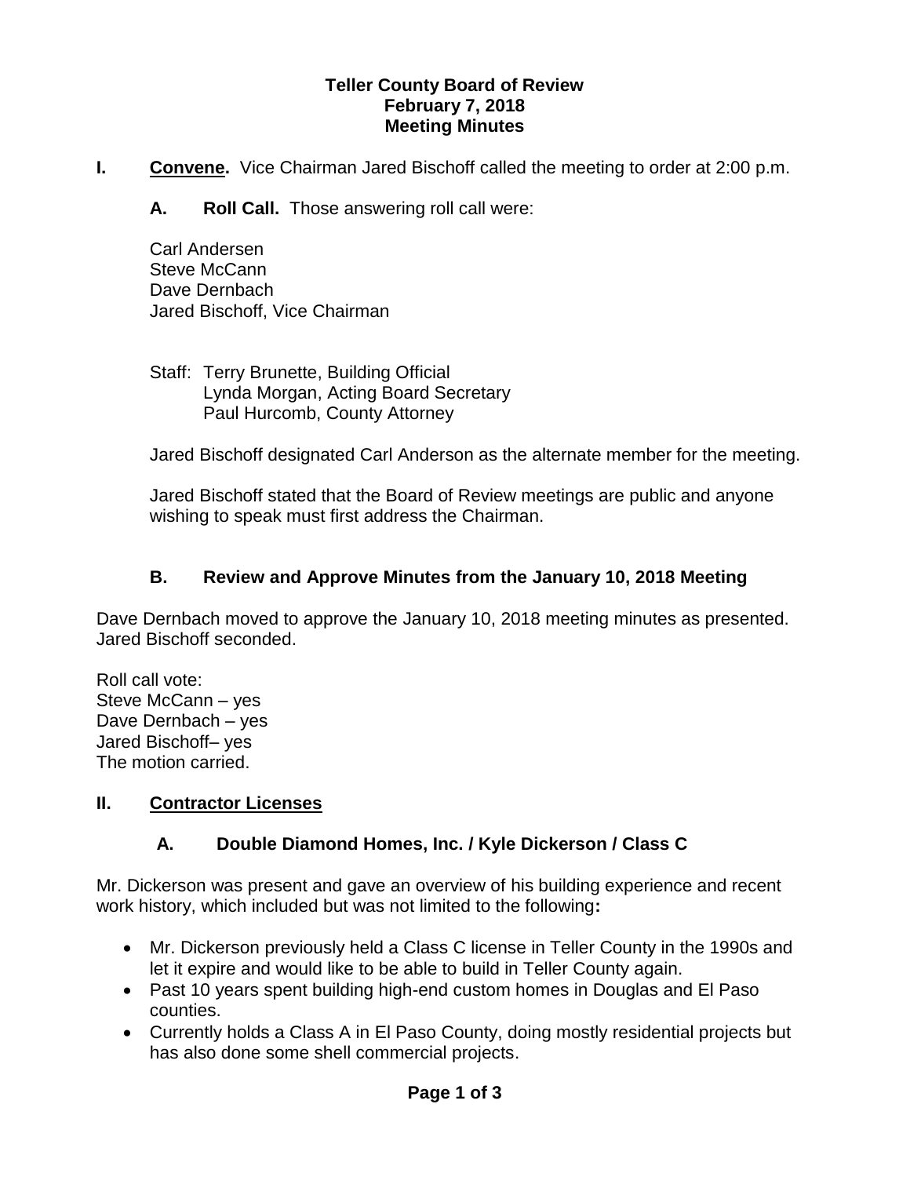# Teller County Board of Review
## February 7, 2018
## Meeting Minutes

**I. Convene.** Vice Chairman Jared Bischoff called the meeting to order at 2:00 p.m.

**A. Roll Call.** Those answering roll call were:

Carl Andersen
Steve McCann
Dave Dernbach
Jared Bischoff, Vice Chairman

Staff: Terry Brunette, Building Official
Lynda Morgan, Acting Board Secretary
Paul Hurcomb, County Attorney

Jared Bischoff designated Carl Anderson as the alternate member for the meeting.

Jared Bischoff stated that the Board of Review meetings are public and anyone wishing to speak must first address the Chairman.

**B. Review and Approve Minutes from the January 10, 2018 Meeting**

Dave Dernbach moved to approve the January 10, 2018 meeting minutes as presented. Jared Bischoff seconded.

Roll call vote:
Steve McCann – yes
Dave Dernbach – yes
Jared Bischoff– yes
The motion carried.

**II. Contractor Licenses**

**A. Double Diamond Homes, Inc. / Kyle Dickerson / Class C**

Mr. Dickerson was present and gave an overview of his building experience and recent work history, which included but was not limited to the following**:**

- Mr. Dickerson previously held a Class C license in Teller County in the 1990s and let it expire and would like to be able to build in Teller County again.
- Past 10 years spent building high-end custom homes in Douglas and El Paso counties.
- Currently holds a Class A in El Paso County, doing mostly residential projects but has also done some shell commercial projects.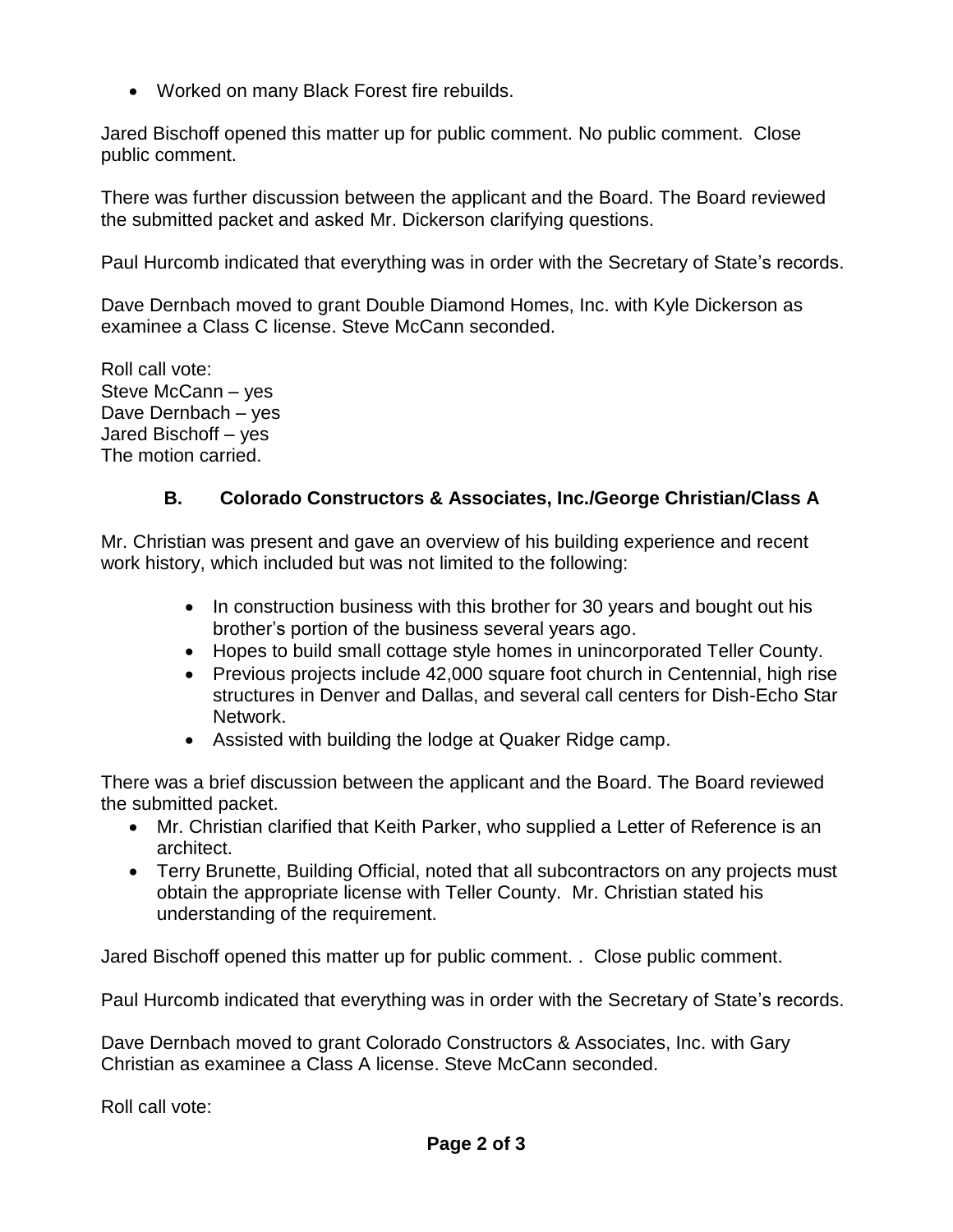- Worked on many Black Forest fire rebuilds.

Jared Bischoff opened this matter up for public comment. No public comment. Close public comment.

There was further discussion between the applicant and the Board. The Board reviewed the submitted packet and asked Mr. Dickerson clarifying questions.

Paul Hurcomb indicated that everything was in order with the Secretary of State's records.

Dave Dernbach moved to grant Double Diamond Homes, Inc. with Kyle Dickerson as examinee a Class C license. Steve McCann seconded.

Roll call vote:
Steve McCann – yes
Dave Dernbach – yes
Jared Bischoff – yes
The motion carried.

### B. Colorado Constructors & Associates, Inc./George Christian/Class A

Mr. Christian was present and gave an overview of his building experience and recent work history, which included but was not limited to the following:

- In construction business with this brother for 30 years and bought out his brother's portion of the business several years ago.
- Hopes to build small cottage style homes in unincorporated Teller County.
- Previous projects include 42,000 square foot church in Centennial, high rise structures in Denver and Dallas, and several call centers for Dish-Echo Star Network.
- Assisted with building the lodge at Quaker Ridge camp.

There was a brief discussion between the applicant and the Board. The Board reviewed the submitted packet.

- Mr. Christian clarified that Keith Parker, who supplied a Letter of Reference is an architect.
- Terry Brunette, Building Official, noted that all subcontractors on any projects must obtain the appropriate license with Teller County. Mr. Christian stated his understanding of the requirement.

Jared Bischoff opened this matter up for public comment. . Close public comment.

Paul Hurcomb indicated that everything was in order with the Secretary of State's records.

Dave Dernbach moved to grant Colorado Constructors & Associates, Inc. with Gary Christian as examinee a Class A license. Steve McCann seconded.

Roll call vote: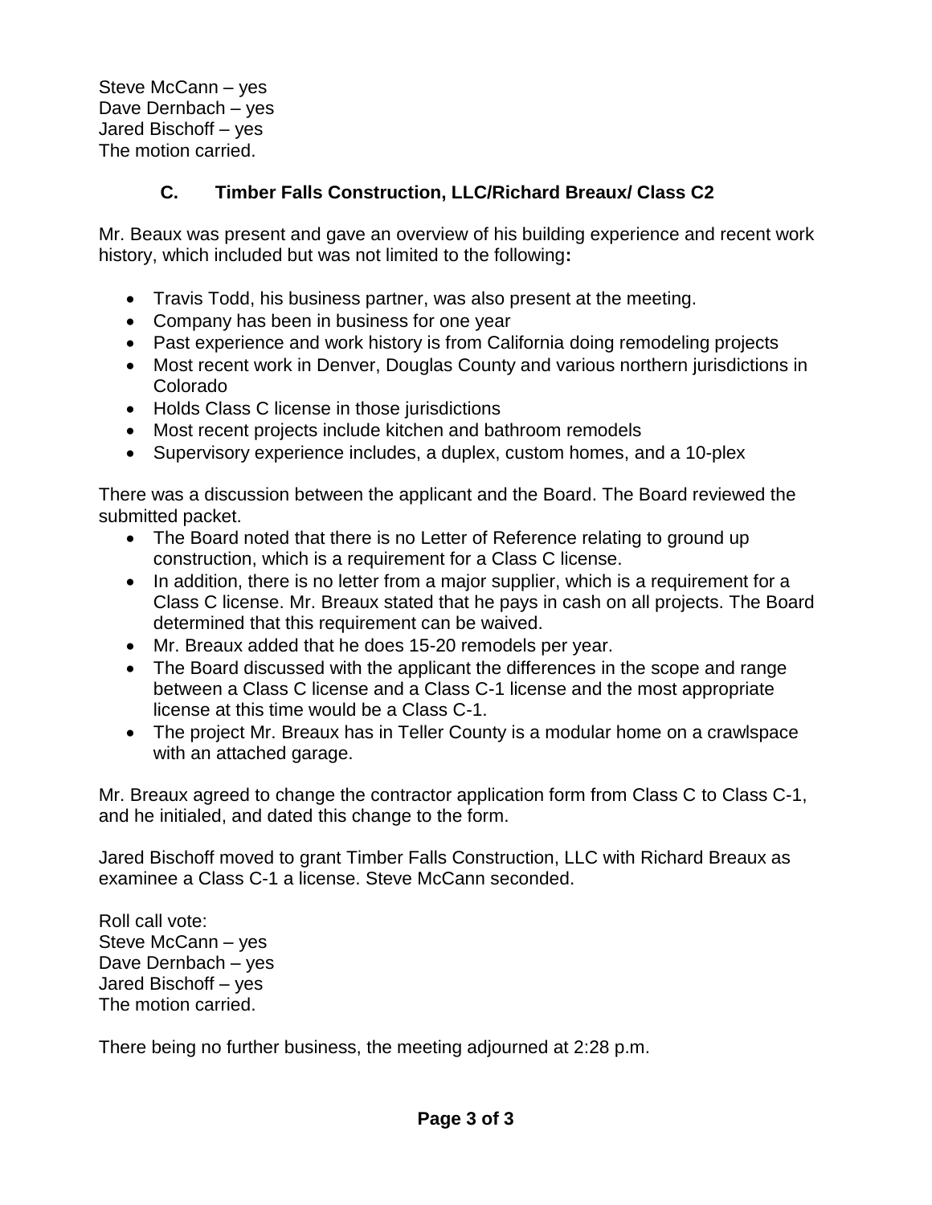Steve McCann – yes
Dave Dernbach – yes
Jared Bischoff – yes
The motion carried.

### C. Timber Falls Construction, LLC/Richard Breaux/ Class C2

Mr. Beaux was present and gave an overview of his building experience and recent work history, which included but was not limited to the following**:**

- Travis Todd, his business partner, was also present at the meeting.
- Company has been in business for one year
- Past experience and work history is from California doing remodeling projects
- Most recent work in Denver, Douglas County and various northern jurisdictions in Colorado
- Holds Class C license in those jurisdictions
- Most recent projects include kitchen and bathroom remodels
- Supervisory experience includes, a duplex, custom homes, and a 10-plex

There was a discussion between the applicant and the Board. The Board reviewed the submitted packet.

- The Board noted that there is no Letter of Reference relating to ground up construction, which is a requirement for a Class C license.
- In addition, there is no letter from a major supplier, which is a requirement for a Class C license. Mr. Breaux stated that he pays in cash on all projects. The Board determined that this requirement can be waived.
- Mr. Breaux added that he does 15-20 remodels per year.
- The Board discussed with the applicant the differences in the scope and range between a Class C license and a Class C-1 license and the most appropriate license at this time would be a Class C-1.
- The project Mr. Breaux has in Teller County is a modular home on a crawlspace with an attached garage.

Mr. Breaux agreed to change the contractor application form from Class C to Class C-1, and he initialed, and dated this change to the form.

Jared Bischoff moved to grant Timber Falls Construction, LLC with Richard Breaux as examinee a Class C-1 a license. Steve McCann seconded.

Roll call vote:
Steve McCann – yes
Dave Dernbach – yes
Jared Bischoff – yes
The motion carried.

There being no further business, the meeting adjourned at 2:28 p.m.